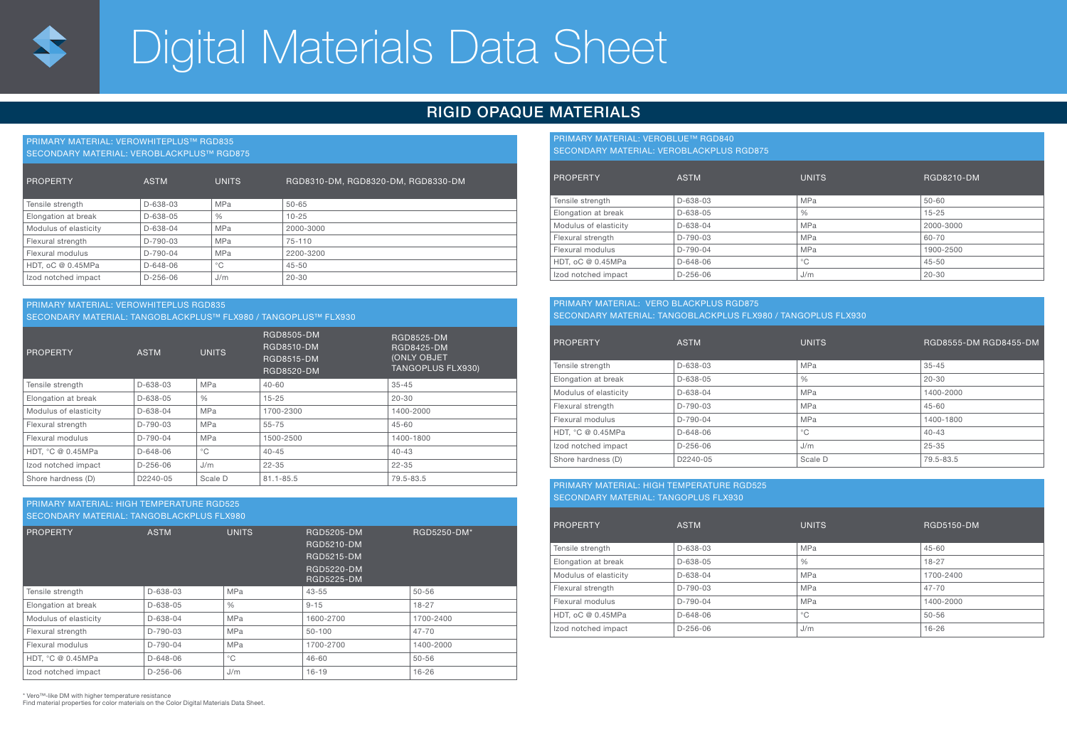# Digital Materials Data Sheet

## RIGID OPAQUE MATERIALS

PRIMARY MATERIAL: VEROWHITEPLUS™ RGD835
SECONDARY MATERIAL: VEROBLACKPLUS™ RGD875

| PROPERTY | ASTM | UNITS | RGD8310-DM, RGD8320-DM, RGD8330-DM |
|---|---|---|---|
| Tensile strength | D-638-03 | MPa | 50-65 |
| Elongation at break | D-638-05 | % | 10-25 |
| Modulus of elasticity | D-638-04 | MPa | 2000-3000 |
| Flexural strength | D-790-03 | MPa | 75-110 |
| Flexural modulus | D-790-04 | MPa | 2200-3200 |
| HDT, oC @ 0.45MPa | D-648-06 | °C | 45-50 |
| Izod notched impact | D-256-06 | J/m | 20-30 |

PRIMARY MATERIAL: VEROWHITEPLUS RGD835
SECONDARY MATERIAL: TANGOBLACKPLUS™ FLX980 / TANGOPLUS™ FLX930

| PROPERTY | ASTM | UNITS | RGD8505-DM RGD8510-DM RGD8515-DM RGD8520-DM | RGD8525-DM RGD8425-DM (ONLY OBJET TANGOPLUS FLX930) |
|---|---|---|---|---|
| Tensile strength | D-638-03 | MPa | 40-60 | 35-45 |
| Elongation at break | D-638-05 | % | 15-25 | 20-30 |
| Modulus of elasticity | D-638-04 | MPa | 1700-2300 | 1400-2000 |
| Flexural strength | D-790-03 | MPa | 55-75 | 45-60 |
| Flexural modulus | D-790-04 | MPa | 1500-2500 | 1400-1800 |
| HDT, °C @ 0.45MPa | D-648-06 | °C | 40-45 | 40-43 |
| Izod notched impact | D-256-06 | J/m | 22-35 | 22-35 |
| Shore hardness (D) | D2240-05 | Scale D | 81.1-85.5 | 79.5-83.5 |

PRIMARY MATERIAL: HIGH TEMPERATURE RGD525
SECONDARY MATERIAL: TANGOBLACKPLUS FLX980

| PROPERTY | ASTM | UNITS | RGD5205-DM RGD5210-DM RGD5215-DM RGD5220-DM RGD5225-DM | RGD5250-DM* |
|---|---|---|---|---|
| Tensile strength | D-638-03 | MPa | 43-55 | 50-56 |
| Elongation at break | D-638-05 | % | 9-15 | 18-27 |
| Modulus of elasticity | D-638-04 | MPa | 1600-2700 | 1700-2400 |
| Flexural strength | D-790-03 | MPa | 50-100 | 47-70 |
| Flexural modulus | D-790-04 | MPa | 1700-2700 | 1400-2000 |
| HDT, °C @ 0.45MPa | D-648-06 | °C | 46-60 | 50-56 |
| Izod notched impact | D-256-06 | J/m | 16-19 | 16-26 |

PRIMARY MATERIAL: VEROBLUE™ RGD840
SECONDARY MATERIAL: VEROBLACKPLUS RGD875

| PROPERTY | ASTM | UNITS | RGD8210-DM |
|---|---|---|---|
| Tensile strength | D-638-03 | MPa | 50-60 |
| Elongation at break | D-638-05 | % | 15-25 |
| Modulus of elasticity | D-638-04 | MPa | 2000-3000 |
| Flexural strength | D-790-03 | MPa | 60-70 |
| Flexural modulus | D-790-04 | MPa | 1900-2500 |
| HDT, oC @ 0.45MPa | D-648-06 | °C | 45-50 |
| Izod notched impact | D-256-06 | J/m | 20-30 |

PRIMARY MATERIAL: VERO BLACKPLUS RGD875
SECONDARY MATERIAL: TANGOBLACKPLUS FLX980 / TANGOPLUS FLX930

| PROPERTY | ASTM | UNITS | RGD8555-DM RGD8455-DM |
|---|---|---|---|
| Tensile strength | D-638-03 | MPa | 35-45 |
| Elongation at break | D-638-05 | % | 20-30 |
| Modulus of elasticity | D-638-04 | MPa | 1400-2000 |
| Flexural strength | D-790-03 | MPa | 45-60 |
| Flexural modulus | D-790-04 | MPa | 1400-1800 |
| HDT, °C @ 0.45MPa | D-648-06 | °C | 40-43 |
| Izod notched impact | D-256-06 | J/m | 25-35 |
| Shore hardness (D) | D2240-05 | Scale D | 79.5-83.5 |

PRIMARY MATERIAL: HIGH TEMPERATURE RGD525
SECONDARY MATERIAL: TANGOPLUS FLX930

| PROPERTY | ASTM | UNITS | RGD5150-DM |
|---|---|---|---|
| Tensile strength | D-638-03 | MPa | 45-60 |
| Elongation at break | D-638-05 | % | 18-27 |
| Modulus of elasticity | D-638-04 | MPa | 1700-2400 |
| Flexural strength | D-790-03 | MPa | 47-70 |
| Flexural modulus | D-790-04 | MPa | 1400-2000 |
| HDT, oC @ 0.45MPa | D-648-06 | °C | 50-56 |
| Izod notched impact | D-256-06 | J/m | 16-26 |

* Vero™-like DM with higher temperature resistance
Find material properties for color materials on the Color Digital Materials Data Sheet.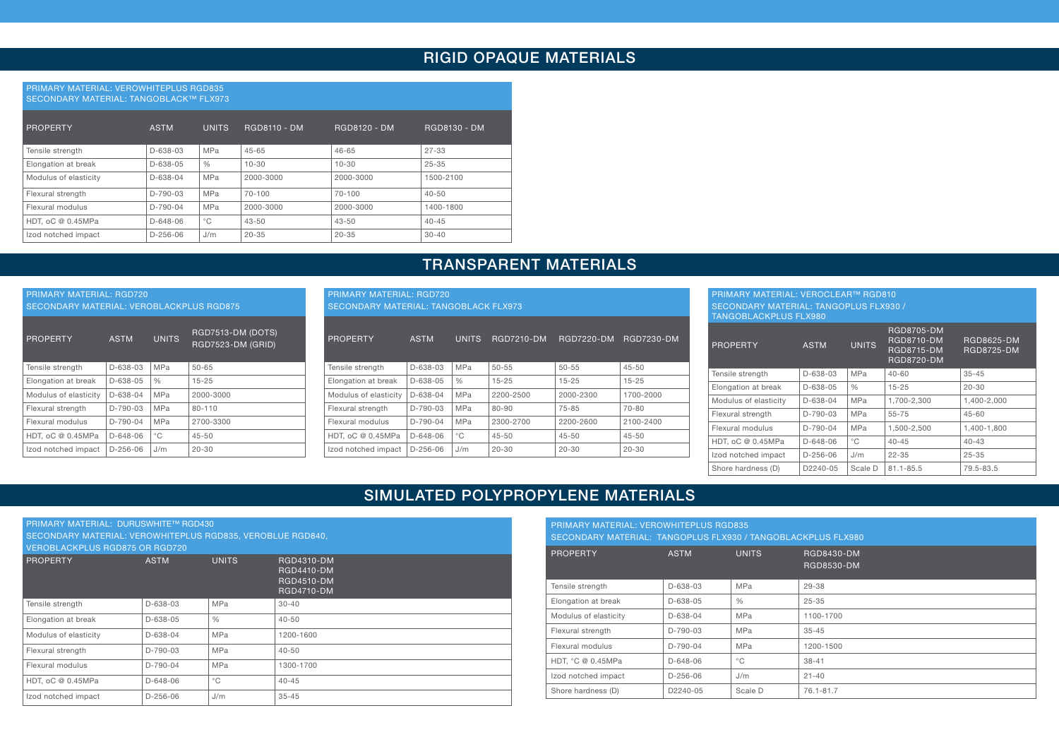# RIGID OPAQUE MATERIALS

PRIMARY MATERIAL: VEROWHITEPLUS RGD835
SECONDARY MATERIAL: TANGOBLACK™ FLX973

| PROPERTY | ASTM | UNITS | RGD8110 - DM | RGD8120 - DM | RGD8130 - DM |
|---|---|---|---|---|---|
| Tensile strength | D-638-03 | MPa | 45-65 | 46-65 | 27-33 |
| Elongation at break | D-638-05 | % | 10-30 | 10-30 | 25-35 |
| Modulus of elasticity | D-638-04 | MPa | 2000-3000 | 2000-3000 | 1500-2100 |
| Flexural strength | D-790-03 | MPa | 70-100 | 70-100 | 40-50 |
| Flexural modulus | D-790-04 | MPa | 2000-3000 | 2000-3000 | 1400-1800 |
| HDT, oC @ 0.45MPa | D-648-06 | °C | 43-50 | 43-50 | 40-45 |
| Izod notched impact | D-256-06 | J/m | 20-35 | 20-35 | 30-40 |

# TRANSPARENT MATERIALS

PRIMARY MATERIAL: RGD720
SECONDARY MATERIAL: VEROBLACKPLUS RGD875

| PROPERTY | ASTM | UNITS | RGD7513-DM (DOTS) RGD7523-DM (GRID) |
|---|---|---|---|
| Tensile strength | D-638-03 | MPa | 50-65 |
| Elongation at break | D-638-05 | % | 15-25 |
| Modulus of elasticity | D-638-04 | MPa | 2000-3000 |
| Flexural strength | D-790-03 | MPa | 80-110 |
| Flexural modulus | D-790-04 | MPa | 2700-3300 |
| HDT, oC @ 0.45MPa | D-648-06 | °C | 45-50 |
| Izod notched impact | D-256-06 | J/m | 20-30 |

PRIMARY MATERIAL: RGD720
SECONDARY MATERIAL: TANGOBLACK FLX973

| PROPERTY | ASTM | UNITS | RGD7210-DM | RGD7220-DM | RGD7230-DM |
|---|---|---|---|---|---|
| Tensile strength | D-638-03 | MPa | 50-55 | 50-55 | 45-50 |
| Elongation at break | D-638-05 | % | 15-25 | 15-25 | 15-25 |
| Modulus of elasticity | D-638-04 | MPa | 2200-2500 | 2000-2300 | 1700-2000 |
| Flexural strength | D-790-03 | MPa | 80-90 | 75-85 | 70-80 |
| Flexural modulus | D-790-04 | MPa | 2300-2700 | 2200-2600 | 2100-2400 |
| HDT, oC @ 0.45MPa | D-648-06 | °C | 45-50 | 45-50 | 45-50 |
| Izod notched impact | D-256-06 | J/m | 20-30 | 20-30 | 20-30 |

PRIMARY MATERIAL: VEROCLEAR™ RGD810
SECONDARY MATERIAL: TANGOPLUS FLX930 / TANGOBLACKPLUS FLX980

| PROPERTY | ASTM | UNITS | RGD8705-DM RGD8710-DM RGD8715-DM RGD8720-DM | RGD8625-DM RGD8725-DM |
|---|---|---|---|---|
| Tensile strength | D-638-03 | MPa | 40-60 | 35-45 |
| Elongation at break | D-638-05 | % | 15-25 | 20-30 |
| Modulus of elasticity | D-638-04 | MPa | 1,700-2,300 | 1,400-2,000 |
| Flexural strength | D-790-03 | MPa | 55-75 | 45-60 |
| Flexural modulus | D-790-04 | MPa | 1,500-2,500 | 1,400-1,800 |
| HDT, oC @ 0.45MPa | D-648-06 | °C | 40-45 | 40-43 |
| Izod notched impact | D-256-06 | J/m | 22-35 | 25-35 |
| Shore hardness (D) | D2240-05 | Scale D | 81.1-85.5 | 79.5-83.5 |

# SIMULATED POLYPROPYLENE MATERIALS

PRIMARY MATERIAL: DURUSWHITE™ RGD430
SECONDARY MATERIAL: VEROWHITEPLUS RGD835, VEROBLUE RGD840, VEROBLACKPLUS RGD875 OR RGD720

| PROPERTY | ASTM | UNITS | RGD4310-DM RGD4410-DM RGD4510-DM RGD4710-DM |
|---|---|---|---|
| Tensile strength | D-638-03 | MPa | 30-40 |
| Elongation at break | D-638-05 | % | 40-50 |
| Modulus of elasticity | D-638-04 | MPa | 1200-1600 |
| Flexural strength | D-790-03 | MPa | 40-50 |
| Flexural modulus | D-790-04 | MPa | 1300-1700 |
| HDT, oC @ 0.45MPa | D-648-06 | °C | 40-45 |
| Izod notched impact | D-256-06 | J/m | 35-45 |

PRIMARY MATERIAL: VEROWHITEPLUS RGD835
SECONDARY MATERIAL: TANGOPLUS FLX930 / TANGOBLACKPLUS FLX980

| PROPERTY | ASTM | UNITS | RGD8430-DM RGD8530-DM |
|---|---|---|---|
| Tensile strength | D-638-03 | MPa | 29-38 |
| Elongation at break | D-638-05 | % | 25-35 |
| Modulus of elasticity | D-638-04 | MPa | 1100-1700 |
| Flexural strength | D-790-03 | MPa | 35-45 |
| Flexural modulus | D-790-04 | MPa | 1200-1500 |
| HDT, °C @ 0.45MPa | D-648-06 | °C | 38-41 |
| Izod notched impact | D-256-06 | J/m | 21-40 |
| Shore hardness (D) | D2240-05 | Scale D | 76.1-81.7 |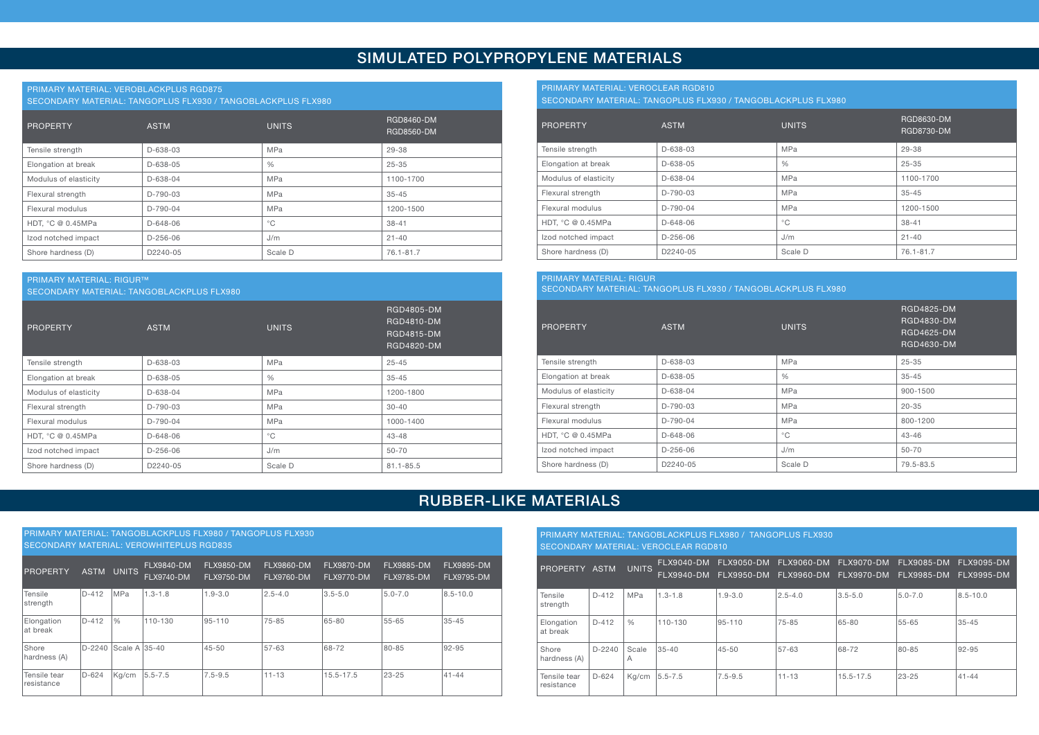# SIMULATED POLYPROPYLENE MATERIALS

PRIMARY MATERIAL: VEROBLACKPLUS RGD875
SECONDARY MATERIAL: TANGOPLUS FLX930 / TANGOBLACKPLUS FLX980

| PROPERTY | ASTM | UNITS | RGD8460-DM RGD8560-DM |
|---|---|---|---|
| Tensile strength | D-638-03 | MPa | 29-38 |
| Elongation at break | D-638-05 | % | 25-35 |
| Modulus of elasticity | D-638-04 | MPa | 1100-1700 |
| Flexural strength | D-790-03 | MPa | 35-45 |
| Flexural modulus | D-790-04 | MPa | 1200-1500 |
| HDT, °C @ 0.45MPa | D-648-06 | °C | 38-41 |
| Izod notched impact | D-256-06 | J/m | 21-40 |
| Shore hardness (D) | D2240-05 | Scale D | 76.1-81.7 |

PRIMARY MATERIAL: VEROCLEAR RGD810
SECONDARY MATERIAL: TANGOPLUS FLX930 / TANGOBLACKPLUS FLX980

| PROPERTY | ASTM | UNITS | RGD8630-DM RGD8730-DM |
|---|---|---|---|
| Tensile strength | D-638-03 | MPa | 29-38 |
| Elongation at break | D-638-05 | % | 25-35 |
| Modulus of elasticity | D-638-04 | MPa | 1100-1700 |
| Flexural strength | D-790-03 | MPa | 35-45 |
| Flexural modulus | D-790-04 | MPa | 1200-1500 |
| HDT, °C @ 0.45MPa | D-648-06 | °C | 38-41 |
| Izod notched impact | D-256-06 | J/m | 21-40 |
| Shore hardness (D) | D2240-05 | Scale D | 76.1-81.7 |

PRIMARY MATERIAL: RIGUR™
SECONDARY MATERIAL: TANGOBLACKPLUS FLX980

| PROPERTY | ASTM | UNITS | RGD4805-DM RGD4810-DM RGD4815-DM RGD4820-DM |
|---|---|---|---|
| Tensile strength | D-638-03 | MPa | 25-45 |
| Elongation at break | D-638-05 | % | 35-45 |
| Modulus of elasticity | D-638-04 | MPa | 1200-1800 |
| Flexural strength | D-790-03 | MPa | 30-40 |
| Flexural modulus | D-790-04 | MPa | 1000-1400 |
| HDT, °C @ 0.45MPa | D-648-06 | °C | 43-48 |
| Izod notched impact | D-256-06 | J/m | 50-70 |
| Shore hardness (D) | D2240-05 | Scale D | 81.1-85.5 |

PRIMARY MATERIAL: RIGUR
SECONDARY MATERIAL: TANGOPLUS FLX930 / TANGOBLACKPLUS FLX980

| PROPERTY | ASTM | UNITS | RGD4825-DM RGD4830-DM RGD4625-DM RGD4630-DM |
|---|---|---|---|
| Tensile strength | D-638-03 | MPa | 25-35 |
| Elongation at break | D-638-05 | % | 35-45 |
| Modulus of elasticity | D-638-04 | MPa | 900-1500 |
| Flexural strength | D-790-03 | MPa | 20-35 |
| Flexural modulus | D-790-04 | MPa | 800-1200 |
| HDT, °C @ 0.45MPa | D-648-06 | °C | 43-46 |
| Izod notched impact | D-256-06 | J/m | 50-70 |
| Shore hardness (D) | D2240-05 | Scale D | 79.5-83.5 |

# RUBBER-LIKE MATERIALS

PRIMARY MATERIAL: TANGOBLACKPLUS FLX980 / TANGOPLUS FLX930
SECONDARY MATERIAL: VEROWHITEPLUS RGD835

| PROPERTY | ASTM | UNITS | FLX9840-DM FLX9740-DM | FLX9850-DM FLX9750-DM | FLX9860-DM FLX9760-DM | FLX9870-DM FLX9770-DM | FLX9885-DM FLX9785-DM | FLX9895-DM FLX9795-DM |
|---|---|---|---|---|---|---|---|---|
| Tensile strength | D-412 | MPa | 1.3-1.8 | 1.9-3.0 | 2.5-4.0 | 3.5-5.0 | 5.0-7.0 | 8.5-10.0 |
| Elongation at break | D-412 | % | 110-130 | 95-110 | 75-85 | 65-80 | 55-65 | 35-45 |
| Shore hardness (A) | D-2240 | Scale A | 35-40 | 45-50 | 57-63 | 68-72 | 80-85 | 92-95 |
| Tensile tear resistance | D-624 | Kg/cm | 5.5-7.5 | 7.5-9.5 | 11-13 | 15.5-17.5 | 23-25 | 41-44 |

PRIMARY MATERIAL: TANGOBLACKPLUS FLX980 / TANGOPLUS FLX930
SECONDARY MATERIAL: VEROCLEAR RGD810

| PROPERTY | ASTM | UNITS | FLX9040-DM FLX9940-DM | FLX9050-DM FLX9950-DM | FLX9060-DM FLX9960-DM | FLX9070-DM FLX9970-DM | FLX9085-DM FLX9985-DM | FLX9095-DM FLX9995-DM |
|---|---|---|---|---|---|---|---|---|
| Tensile strength | D-412 | MPa | 1.3-1.8 | 1.9-3.0 | 2.5-4.0 | 3.5-5.0 | 5.0-7.0 | 8.5-10.0 |
| Elongation at break | D-412 | % | 110-130 | 95-110 | 75-85 | 65-80 | 55-65 | 35-45 |
| Shore hardness (A) | D-2240 | Scale A | 35-40 | 45-50 | 57-63 | 68-72 | 80-85 | 92-95 |
| Tensile tear resistance | D-624 | Kg/cm | 5.5-7.5 | 7.5-9.5 | 11-13 | 15.5-17.5 | 23-25 | 41-44 |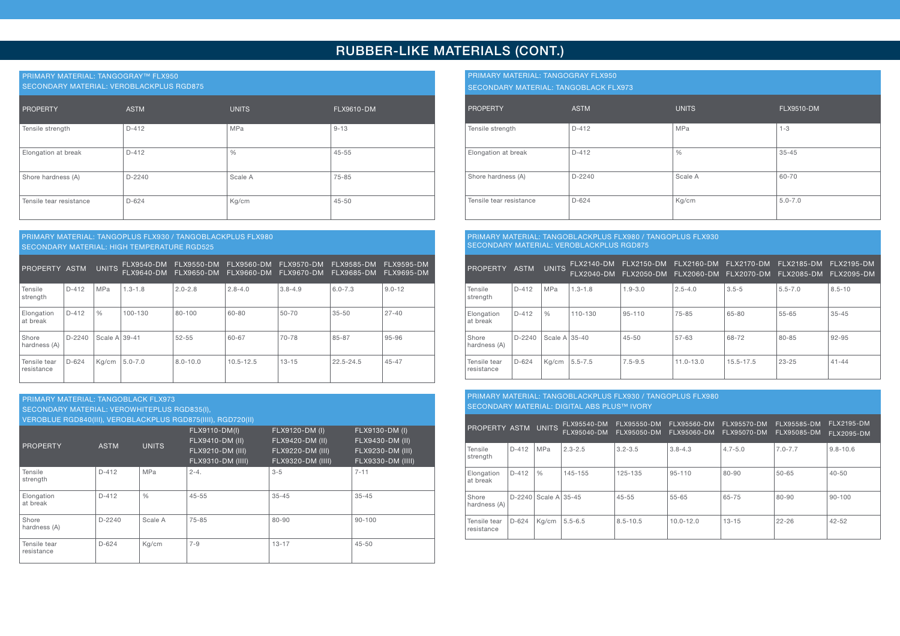# RUBBER-LIKE MATERIALS (CONT.)

PRIMARY MATERIAL: TANGOGRAY™ FLX950
SECONDARY MATERIAL: VEROBLACKPLUS RGD875

| PROPERTY | ASTM | UNITS | FLX9610-DM |
|---|---|---|---|
| Tensile strength | D-412 | MPa | 9-13 |
| Elongation at break | D-412 | % | 45-55 |
| Shore hardness (A) | D-2240 | Scale A | 75-85 |
| Tensile tear resistance | D-624 | Kg/cm | 45-50 |

PRIMARY MATERIAL: TANGOPLUS FLX930 / TANGOBLACKPLUS FLX980
SECONDARY MATERIAL: HIGH TEMPERATURE RGD525

| PROPERTY | ASTM | UNITS | FLX9540-DM FLX9640-DM | FLX9550-DM FLX9650-DM | FLX9560-DM FLX9660-DM | FLX9570-DM FLX9670-DM | FLX9585-DM FLX9685-DM | FLX9595-DM FLX9695-DM |
|---|---|---|---|---|---|---|---|---|
| Tensile strength | D-412 | MPa | 1.3-1.8 | 2.0-2.8 | 2.8-4.0 | 3.8-4.9 | 6.0-7.3 | 9.0-12 |
| Elongation at break | D-412 | % | 100-130 | 80-100 | 60-80 | 50-70 | 35-50 | 27-40 |
| Shore hardness (A) | D-2240 | Scale A | 39-41 | 52-55 | 60-67 | 70-78 | 85-87 | 95-96 |
| Tensile tear resistance | D-624 | Kg/cm | 5.0-7.0 | 8.0-10.0 | 10.5-12.5 | 13-15 | 22.5-24.5 | 45-47 |

PRIMARY MATERIAL: TANGOBLACK FLX973
SECONDARY MATERIAL: VEROWHITEPLUS RGD835(I),
VEROBLUE RGD840(III), VEROBLACKPLUS RGD875(IIII), RGD720(II)

| PROPERTY | ASTM | UNITS | FLX9110-DM(I) FLX9410-DM (II) FLX9210-DM (III) FLX9310-DM (IIII) | FLX9120-DM (I) FLX9420-DM (II) FLX9220-DM (III) FLX9320-DM (IIII) | FLX9130-DM (I) FLX9430-DM (II) FLX9230-DM (III) FLX9330-DM (IIII) |
|---|---|---|---|---|---|
| Tensile strength | D-412 | MPa | 2-4. | 3-5 | 7-11 |
| Elongation at break | D-412 | % | 45-55 | 35-45 | 35-45 |
| Shore hardness (A) | D-2240 | Scale A | 75-85 | 80-90 | 90-100 |
| Tensile tear resistance | D-624 | Kg/cm | 7-9 | 13-17 | 45-50 |

PRIMARY MATERIAL: TANGOGRAY FLX950
SECONDARY MATERIAL: TANGOBLACK FLX973

| PROPERTY | ASTM | UNITS | FLX9510-DM |
|---|---|---|---|
| Tensile strength | D-412 | MPa | 1-3 |
| Elongation at break | D-412 | % | 35-45 |
| Shore hardness (A) | D-2240 | Scale A | 60-70 |
| Tensile tear resistance | D-624 | Kg/cm | 5.0-7.0 |

PRIMARY MATERIAL: TANGOBLACKPLUS FLX980 / TANGOPLUS FLX930
SECONDARY MATERIAL: VEROBLACKPLUS RGD875

| PROPERTY | ASTM | UNITS | FLX2140-DM FLX2040-DM | FLX2150-DM FLX2050-DM | FLX2160-DM FLX2060-DM | FLX2170-DM FLX2070-DM | FLX2185-DM FLX2085-DM | FLX2195-DM FLX2095-DM |
|---|---|---|---|---|---|---|---|---|
| Tensile strength | D-412 | MPa | 1.3-1.8 | 1.9-3.0 | 2.5-4.0 | 3.5-5 | 5.5-7.0 | 8.5-10 |
| Elongation at break | D-412 | % | 110-130 | 95-110 | 75-85 | 65-80 | 55-65 | 35-45 |
| Shore hardness (A) | D-2240 | Scale A | 35-40 | 45-50 | 57-63 | 68-72 | 80-85 | 92-95 |
| Tensile tear resistance | D-624 | Kg/cm | 5.5-7.5 | 7.5-9.5 | 11.0-13.0 | 15.5-17.5 | 23-25 | 41-44 |

PRIMARY MATERIAL: TANGOBLACKPLUS FLX930 / TANGOPLUS FLX980
SECONDARY MATERIAL: DIGITAL ABS PLUS™ IVORY

| PROPERTY | ASTM | UNITS | FLX95540-DM FLX95040-DM | FLX95550-DM FLX95050-DM | FLX95560-DM FLX95060-DM | FLX95570-DM FLX95070-DM | FLX95585-DM FLX95085-DM | FLX2195-DM FLX2095-DM |
|---|---|---|---|---|---|---|---|---|
| Tensile strength | D-412 | MPa | 2.3-2.5 | 3.2-3.5 | 3.8-4.3 | 4.7-5.0 | 7.0-7.7 | 9.8-10.6 |
| Elongation at break | D-412 | % | 145-155 | 125-135 | 95-110 | 80-90 | 50-65 | 40-50 |
| Shore hardness (A) | D-2240 | Scale A | 35-45 | 45-55 | 55-65 | 65-75 | 80-90 | 90-100 |
| Tensile tear resistance | D-624 | Kg/cm | 5.5-6.5 | 8.5-10.5 | 10.0-12.0 | 13-15 | 22-26 | 42-52 |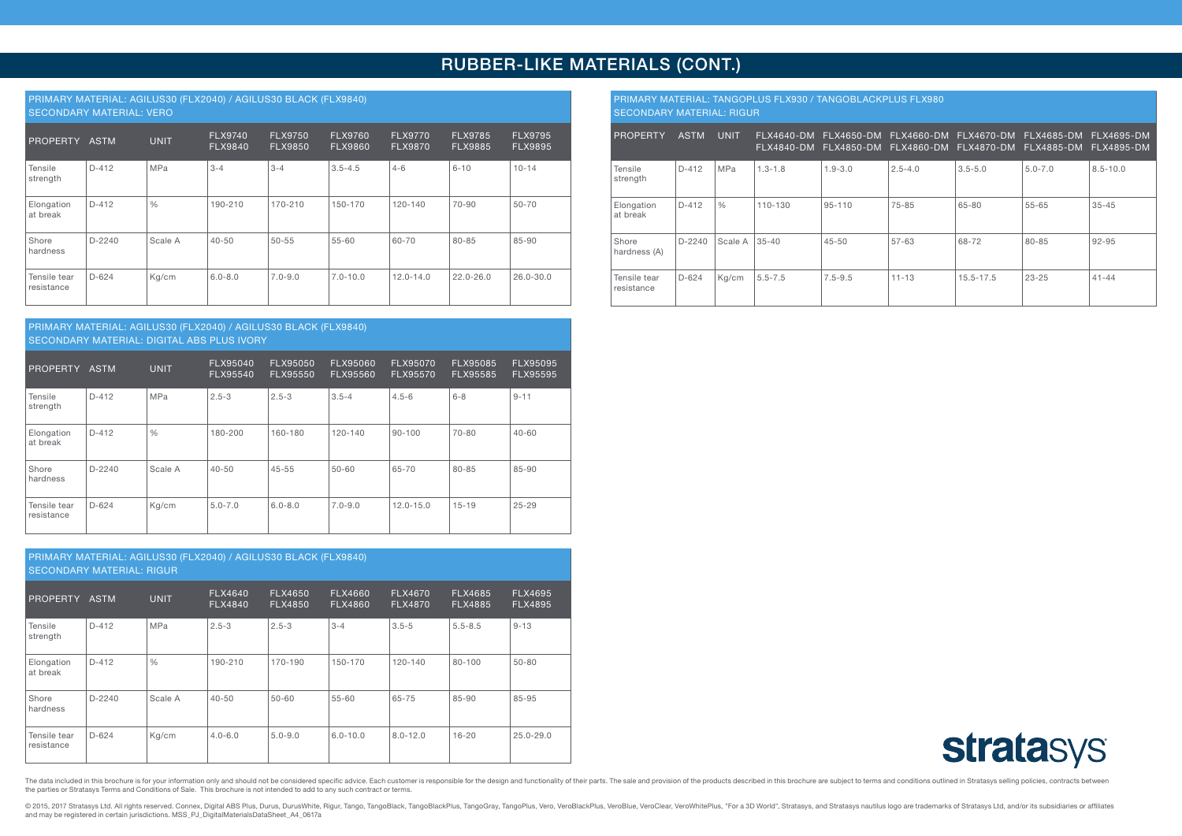# RUBBER-LIKE MATERIALS (CONT.)

PRIMARY MATERIAL: AGILUS30 (FLX2040) / AGILUS30 BLACK (FLX9840)
SECONDARY MATERIAL: VERO

| PROPERTY | ASTM | UNIT | FLX9740 FLX9840 | FLX9750 FLX9850 | FLX9760 FLX9860 | FLX9770 FLX9870 | FLX9785 FLX9885 | FLX9795 FLX9895 |
|---|---|---|---|---|---|---|---|---|
| Tensile strength | D-412 | MPa | 3-4 | 3-4 | 3.5-4.5 | 4-6 | 6-10 | 10-14 |
| Elongation at break | D-412 | % | 190-210 | 170-210 | 150-170 | 120-140 | 70-90 | 50-70 |
| Shore hardness | D-2240 | Scale A | 40-50 | 50-55 | 55-60 | 60-70 | 80-85 | 85-90 |
| Tensile tear resistance | D-624 | Kg/cm | 6.0-8.0 | 7.0-9.0 | 7.0-10.0 | 12.0-14.0 | 22.0-26.0 | 26.0-30.0 |

PRIMARY MATERIAL: AGILUS30 (FLX2040) / AGILUS30 BLACK (FLX9840)
SECONDARY MATERIAL: DIGITAL ABS PLUS IVORY

| PROPERTY | ASTM | UNIT | FLX95040 FLX95540 | FLX95050 FLX95550 | FLX95060 FLX95560 | FLX95070 FLX95570 | FLX95085 FLX95585 | FLX95095 FLX95595 |
|---|---|---|---|---|---|---|---|---|
| Tensile strength | D-412 | MPa | 2.5-3 | 2.5-3 | 3.5-4 | 4.5-6 | 6-8 | 9-11 |
| Elongation at break | D-412 | % | 180-200 | 160-180 | 120-140 | 90-100 | 70-80 | 40-60 |
| Shore hardness | D-2240 | Scale A | 40-50 | 45-55 | 50-60 | 65-70 | 80-85 | 85-90 |
| Tensile tear resistance | D-624 | Kg/cm | 5.0-7.0 | 6.0-8.0 | 7.0-9.0 | 12.0-15.0 | 15-19 | 25-29 |

PRIMARY MATERIAL: AGILUS30 (FLX2040) / AGILUS30 BLACK (FLX9840)
SECONDARY MATERIAL: RIGUR

| PROPERTY | ASTM | UNIT | FLX4640 FLX4840 | FLX4650 FLX4850 | FLX4660 FLX4860 | FLX4670 FLX4870 | FLX4685 FLX4885 | FLX4695 FLX4895 |
|---|---|---|---|---|---|---|---|---|
| Tensile strength | D-412 | MPa | 2.5-3 | 2.5-3 | 3-4 | 3.5-5 | 5.5-8.5 | 9-13 |
| Elongation at break | D-412 | % | 190-210 | 170-190 | 150-170 | 120-140 | 80-100 | 50-80 |
| Shore hardness | D-2240 | Scale A | 40-50 | 50-60 | 55-60 | 65-75 | 85-90 | 85-95 |
| Tensile tear resistance | D-624 | Kg/cm | 4.0-6.0 | 5.0-9.0 | 6.0-10.0 | 8.0-12.0 | 16-20 | 25.0-29.0 |

PRIMARY MATERIAL: TANGOPLUS FLX930 / TANGOBLACKPLUS FLX980
SECONDARY MATERIAL: RIGUR

| PROPERTY | ASTM | UNIT | FLX4640-DM FLX4840-DM | FLX4650-DM FLX4850-DM | FLX4660-DM FLX4860-DM | FLX4670-DM FLX4870-DM | FLX4685-DM FLX4885-DM | FLX4695-DM FLX4895-DM |
|---|---|---|---|---|---|---|---|---|
| Tensile strength | D-412 | MPa | 1.3-1.8 | 1.9-3.0 | 2.5-4.0 | 3.5-5.0 | 5.0-7.0 | 8.5-10.0 |
| Elongation at break | D-412 | % | 110-130 | 95-110 | 75-85 | 65-80 | 55-65 | 35-45 |
| Shore hardness (A) | D-2240 | Scale A | 35-40 | 45-50 | 57-63 | 68-72 | 80-85 | 92-95 |
| Tensile tear resistance | D-624 | Kg/cm | 5.5-7.5 | 7.5-9.5 | 11-13 | 15.5-17.5 | 23-25 | 41-44 |

stratasys

The data included in this brochure is for your information only and should not be considered specific advice. Each customer is responsible for the design and functionality of their parts. The sale and provision of the products described in this brochure are subject to terms and conditions outlined in Stratasys selling policies, contracts between the parties or Stratasys Terms and Conditions of Sale. This brochure is not intended to add to any such contract or terms.

© 2015, 2017 Stratasys Ltd. All rights reserved. Connex, Digital ABS Plus, Durus, DurusWhite, Rigur, Tango, TangoBlack, TangoBlackPlus, TangoGray, TangoPlus, Vero, VeroBlackPlus, VeroBlue, VeroClear, VeroWhitePlus, "For a 3D World", Stratasys, and Stratasys nautilus logo are trademarks of Stratasys Ltd, and/or its subsidiaries or affiliates and may be registered in certain jurisdictions. MSS_PJ_DigitalMaterialsDataSheet_A4_0617a